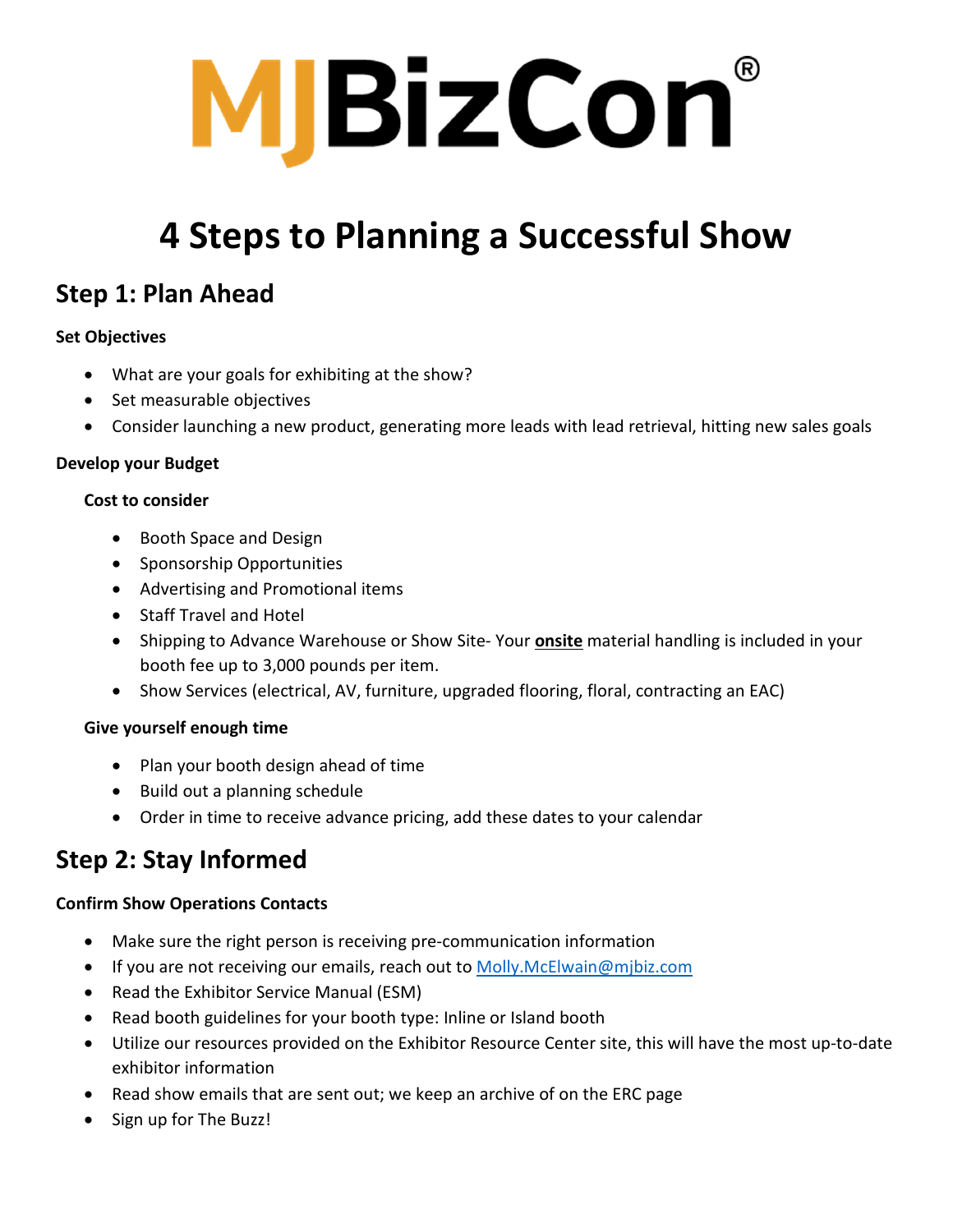# MJBizCon®

# 4 Steps to Planning a Successful Show

## Step 1: Plan Ahead

**Set Objectives**

- What are your goals for exhibiting at the show?
- Set measurable objectives
- Consider launching a new product, generating more leads with lead retrieval, hitting new sales goals

**Develop your Budget**

**Cost to consider**

- Booth Space and Design
- Sponsorship Opportunities
- Advertising and Promotional items
- Staff Travel and Hotel
- Shipping to Advance Warehouse or Show Site- Your **onsite** material handling is included in your booth fee up to 3,000 pounds per item.
- Show Services (electrical, AV, furniture, upgraded flooring, floral, contracting an EAC)

**Give yourself enough time**

- Plan your booth design ahead of time
- Build out a planning schedule
- Order in time to receive advance pricing, add these dates to your calendar

## Step 2: Stay Informed

**Confirm Show Operations Contacts**

- Make sure the right person is receiving pre-communication information
- If you are not receiving our emails, reach out to Molly.McElwain@mjbiz.com
- Read the Exhibitor Service Manual (ESM)
- Read booth guidelines for your booth type: Inline or Island booth
- Utilize our resources provided on the Exhibitor Resource Center site, this will have the most up-to-date exhibitor information
- Read show emails that are sent out; we keep an archive of on the ERC page
- Sign up for The Buzz!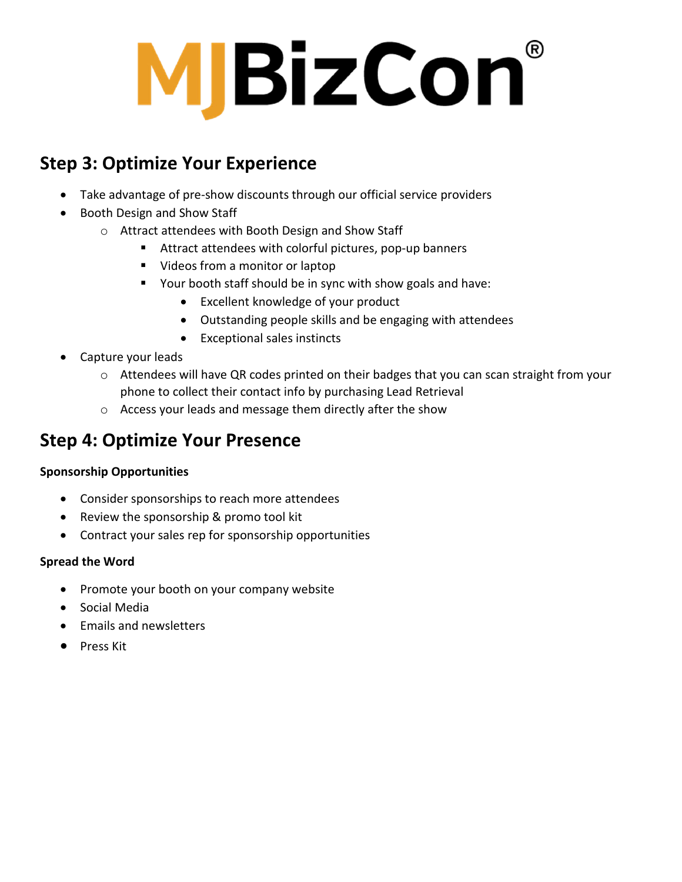# MJBizCon®

## Step 3: Optimize Your Experience

- Take advantage of pre-show discounts through our official service providers
- Booth Design and Show Staff
  - Attract attendees with Booth Design and Show Staff
    - Attract attendees with colorful pictures, pop-up banners
    - Videos from a monitor or laptop
    - Your booth staff should be in sync with show goals and have:
      - Excellent knowledge of your product
      - Outstanding people skills and be engaging with attendees
      - Exceptional sales instincts
- Capture your leads
  - Attendees will have QR codes printed on their badges that you can scan straight from your phone to collect their contact info by purchasing Lead Retrieval
  - Access your leads and message them directly after the show

## Step 4: Optimize Your Presence

**Sponsorship Opportunities**

- Consider sponsorships to reach more attendees
- Review the sponsorship & promo tool kit
- Contract your sales rep for sponsorship opportunities

**Spread the Word**

- Promote your booth on your company website
- Social Media
- Emails and newsletters
- Press Kit